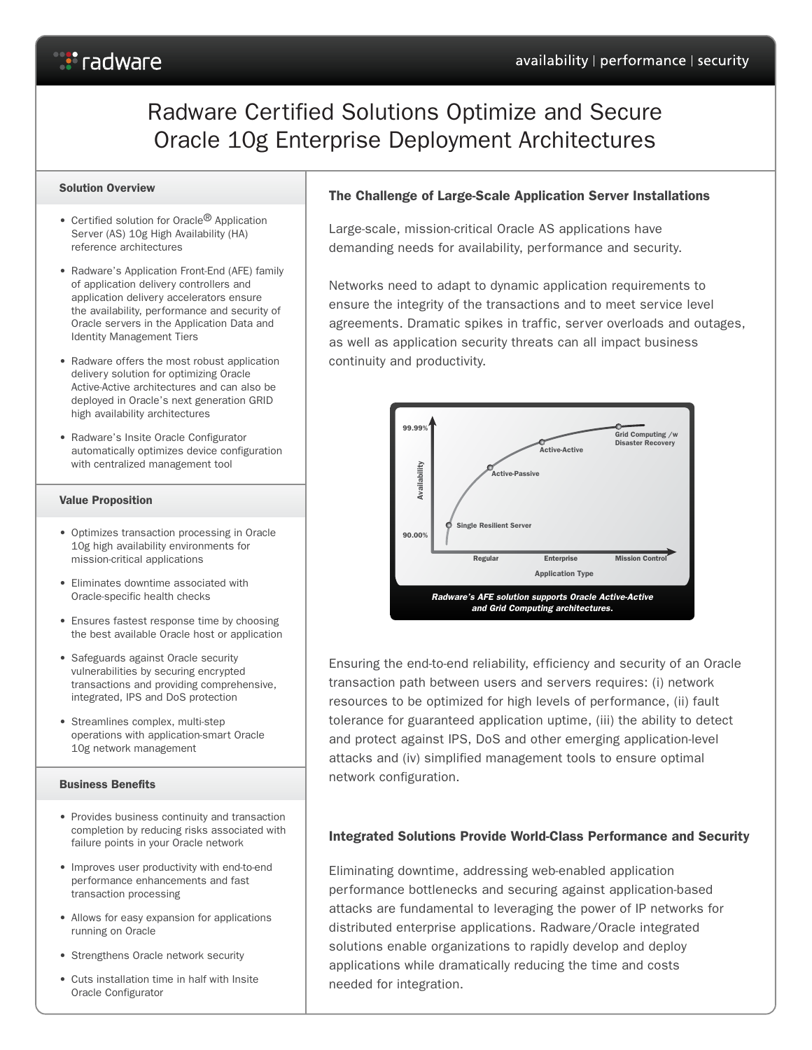# Radware Certified Solutions Optimize and Secure Oracle 10g Enterprise Deployment Architectures

## Solution Overview

- Certified solution for Oracle® Application Server (AS) 10g High Availability (HA) reference architectures
- Radware's Application Front-End (AFE) family of application delivery controllers and application delivery accelerators ensure the availability, performance and security of Oracle servers in the Application Data and Identity Management Tiers
- Radware offers the most robust application delivery solution for optimizing Oracle Active-Active architectures and can also be deployed in Oracle's next generation GRID high availability architectures
- Radware's Insite Oracle Configurator automatically optimizes device configuration with centralized management tool

## Value Proposition

- Optimizes transaction processing in Oracle 10g high availability environments for mission-critical applications
- Eliminates downtime associated with Oracle-specific health checks
- Ensures fastest response time by choosing the best available Oracle host or application
- Safeguards against Oracle security vulnerabilities by securing encrypted transactions and providing comprehensive, integrated, IPS and DoS protection
- Streamlines complex, multi-step operations with application-smart Oracle 10g network management

## Business Benefits

- Provides business continuity and transaction completion by reducing risks associated with failure points in your Oracle network
- Improves user productivity with end-to-end performance enhancements and fast transaction processing
- Allows for easy expansion for applications running on Oracle
- Strengthens Oracle network security
- Cuts installation time in half with Insite Oracle Configurator

## The Challenge of Large-Scale Application Server Installations

Large-scale, mission-critical Oracle AS applications have demanding needs for availability, performance and security.

Networks need to adapt to dynamic application requirements to ensure the integrity of the transactions and to meet service level agreements. Dramatic spikes in traffic, server overloads and outages, as well as application security threats can all impact business continuity and productivity.

*Radware's AFE solution supports Oracle Active-Active and Grid Computing architectures.*

Ensuring the end-to-end reliability, efficiency and security of an Oracle transaction path between users and servers requires: (i) network resources to be optimized for high levels of performance, (ii) fault tolerance for guaranteed application uptime, (iii) the ability to detect and protect against IPS, DoS and other emerging application-level attacks and (iv) simplified management tools to ensure optimal network configuration.

## Integrated Solutions Provide World-Class Performance and Security

Eliminating downtime, addressing web-enabled application performance bottlenecks and securing against application-based attacks are fundamental to leveraging the power of IP networks for distributed enterprise applications. Radware/Oracle integrated solutions enable organizations to rapidly develop and deploy applications while dramatically reducing the time and costs needed for integration.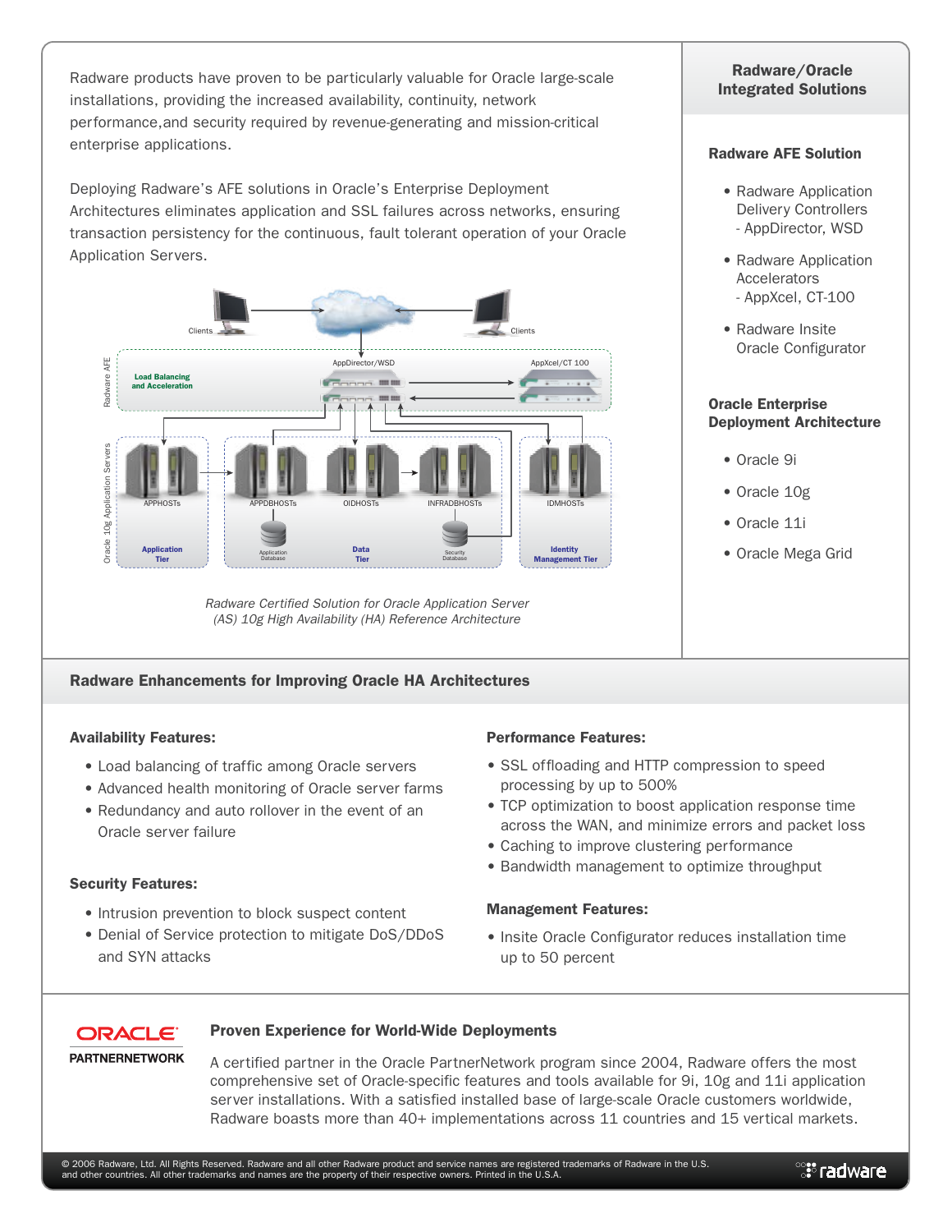Radware products have proven to be particularly valuable for Oracle large-scale installations, providing the increased availability, continuity, network performance,and security required by revenue-generating and mission-critical enterprise applications.

Deploying Radware's AFE solutions in Oracle's Enterprise Deployment Architectures eliminates application and SSL failures across networks, ensuring transaction persistency for the continuous, fault tolerant operation of your Oracle Application Servers.

Clients
Clients
Radware AFE
Load Balancing and Acceleration
AppDirector/WSD
AppXcel/CT 100
Oracle 10g Application Servers
APPHOSTs
APPDBHOSTs
OIDHOSTs
INFRADBHOSTs
IDMHOSTs
Application Database
Security Database
Application Tier
Data Tier
Identity Management Tier

*Radware Certified Solution for Oracle Application Server (AS) 10g High Availability (HA) Reference Architecture*

## Radware/Oracle Integrated Solutions

### Radware AFE Solution

- Radware Application Delivery Controllers - AppDirector, WSD
- Radware Application Accelerators - AppXcel, CT-100
- Radware Insite Oracle Configurator

### Oracle Enterprise Deployment Architecture

- Oracle 9i
- Oracle 10g
- Oracle 11i
- Oracle Mega Grid

## Radware Enhancements for Improving Oracle HA Architectures

### Availability Features:

- Load balancing of traffic among Oracle servers
- Advanced health monitoring of Oracle server farms
- Redundancy and auto rollover in the event of an Oracle server failure

### Security Features:

- Intrusion prevention to block suspect content
- Denial of Service protection to mitigate DoS/DDoS and SYN attacks

### Performance Features:

- SSL offloading and HTTP compression to speed processing by up to 500%
- TCP optimization to boost application response time across the WAN, and minimize errors and packet loss
- Caching to improve clustering performance
- Bandwidth management to optimize throughput

### Management Features:

- Insite Oracle Configurator reduces installation time up to 50 percent

ORACLE PARTNERNETWORK

### Proven Experience for World-Wide Deployments

A certified partner in the Oracle PartnerNetwork program since 2004, Radware offers the most comprehensive set of Oracle-specific features and tools available for 9i, 10g and 11i application server installations. With a satisfied installed base of large-scale Oracle customers worldwide, Radware boasts more than 40+ implementations across 11 countries and 15 vertical markets.

© 2006 Radware, Ltd. All Rights Reserved. Radware and all other Radware product and service names are registered trademarks of Radware in the U.S. and other countries. All other trademarks and names are the property of their respective owners. Printed in the U.S.A.

radware